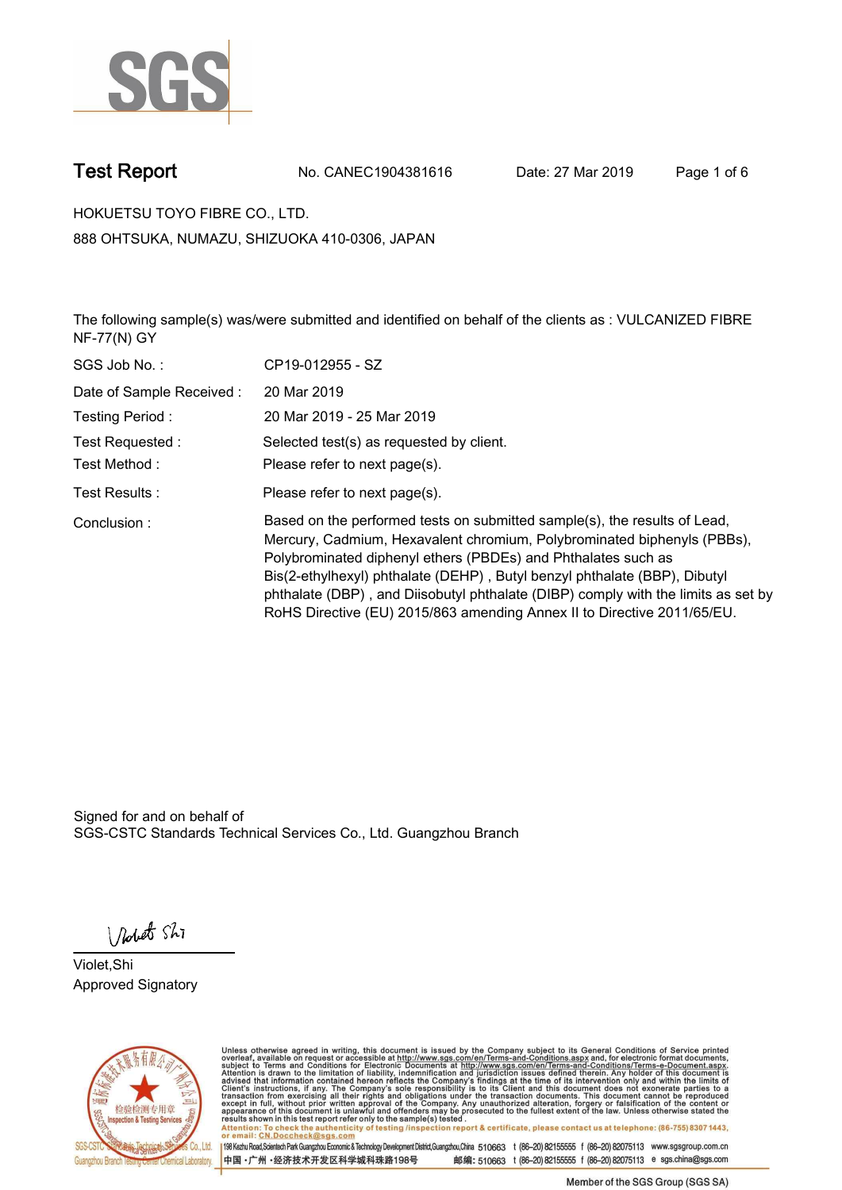# Test Report

No. CANEC1904381616 Date: 27 Mar 2019

HOKUETSU TOYO FIBRE CO., LTD.

888 OHTSUKA, NUMAZU, SHIZUOKA 410-0306, JAPAN

The following sample(s) was/were submitted and identified on behalf of the clients as : VULCANIZED FIBRE NF-77(N) GY

| | |
|---|---|
| SGS Job No. : | CP19-012955 - SZ |
| Date of Sample Received : | 20 Mar 2019 |
| Testing Period : | 20 Mar 2019 - 25 Mar 2019 |
| Test Requested : | Selected test(s) as requested by client. |
| Test Method : | Please refer to next page(s). |
| Test Results : | Please refer to next page(s). |
| Conclusion : | Based on the performed tests on submitted sample(s), the results of Lead, Mercury, Cadmium, Hexavalent chromium, Polybrominated biphenyls (PBBs), Polybrominated diphenyl ethers (PBDEs) and Phthalates such as Bis(2-ethylhexyl) phthalate (DEHP) , Butyl benzyl phthalate (BBP), Dibutyl phthalate (DBP) , and Diisobutyl phthalate (DIBP) comply with the limits as set by RoHS Directive (EU) 2015/863 amending Annex II to Directive 2011/65/EU. |

Signed for and on behalf of
SGS-CSTC Standards Technical Services Co., Ltd. Guangzhou Branch

Violet,Shi
Approved Signatory

Unless otherwise agreed in writing, this document is issued by the Company subject to its General Conditions of Service printed overleaf, available on request or accessible at http://www.sgs.com/en/Terms-and-Conditions.aspx and, for electronic format documents, subject to Terms and Conditions for Electronic Documents at http://www.sgs.com/en/Terms-and-Conditions/Terms-e-Document.aspx. Attention is drawn to the limitation of liability, indemnification and jurisdiction issues defined therein. Any holder of this document is advised that information contained hereon reflects the Company's findings at the time of its intervention only and within the limits of Client's instructions, if any. The Company's sole responsibility is to its Client and this document does not exonerate parties to a transaction from exercising all their rights and obligations under the transaction documents. This document cannot be reproduced except in full, without prior written approval of the Company. Any unauthorized alteration, forgery or falsification of the content or appearance of this document is unlawful and offenders may be prosecuted to the fullest extent of the law. Unless otherwise stated the results shown in this test report refer only to the sample(s) tested.

Attention: To check the authenticity of testing /inspection report & certificate, please contact us at telephone: (86-755) 8307 1443, or email: CN.Doccheck@sgs.com

198 Kezhu Road,Scientech Park Guangzhou Economic & Technology Development District,Guangzhou,China 510663 t (86-20) 82155555 f (86-20) 82075113 www.sgsgroup.com.cn

中国 •广州 •经济技术开发区科学城科珠路198号 邮编: 510663 t (86-20) 82155555 f (86-20) 82075113 e sgs.china@sgs.com

Member of the SGS Group (SGS SA)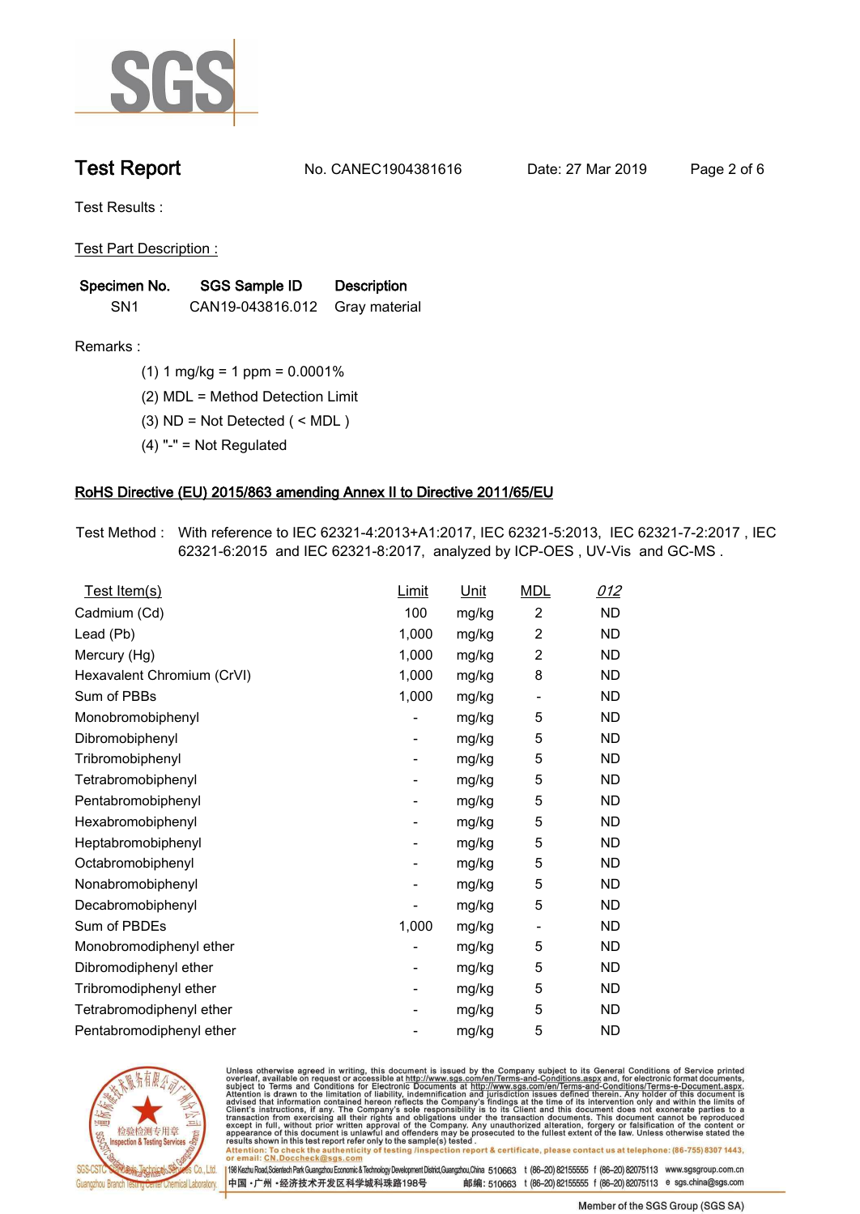## Test Report

No. CANEC1904381616 Date: 27 Mar 2019

Test Results :

Test Part Description :

| Specimen No. | SGS Sample ID | Description |
|---|---|---|
| SN1 | CAN19-043816.012 | Gray material |

Remarks :

(1) 1 mg/kg = 1 ppm = 0.0001%

(2) MDL = Method Detection Limit

(3) ND = Not Detected ( < MDL )

(4) "-" = Not Regulated

### RoHS Directive (EU) 2015/863 amending Annex II to Directive 2011/65/EU

Test Method : With reference to IEC 62321-4:2013+A1:2017, IEC 62321-5:2013, IEC 62321-7-2:2017 , IEC 62321-6:2015 and IEC 62321-8:2017, analyzed by ICP-OES , UV-Vis and GC-MS .

| Test Item(s) | Limit | Unit | MDL | 012 |
|---|---|---|---|---|
| Cadmium (Cd) | 100 | mg/kg | 2 | ND |
| Lead (Pb) | 1,000 | mg/kg | 2 | ND |
| Mercury (Hg) | 1,000 | mg/kg | 2 | ND |
| Hexavalent Chromium (CrVI) | 1,000 | mg/kg | 8 | ND |
| Sum of PBBs | 1,000 | mg/kg | - | ND |
| Monobromobiphenyl | - | mg/kg | 5 | ND |
| Dibromobiphenyl | - | mg/kg | 5 | ND |
| Tribromobiphenyl | - | mg/kg | 5 | ND |
| Tetrabromobiphenyl | - | mg/kg | 5 | ND |
| Pentabromobiphenyl | - | mg/kg | 5 | ND |
| Hexabromobiphenyl | - | mg/kg | 5 | ND |
| Heptabromobiphenyl | - | mg/kg | 5 | ND |
| Octabromobiphenyl | - | mg/kg | 5 | ND |
| Nonabromobiphenyl | - | mg/kg | 5 | ND |
| Decabromobiphenyl | - | mg/kg | 5 | ND |
| Sum of PBDEs | 1,000 | mg/kg | - | ND |
| Monobromodiphenyl ether | - | mg/kg | 5 | ND |
| Dibromodiphenyl ether | - | mg/kg | 5 | ND |
| Tribromodiphenyl ether | - | mg/kg | 5 | ND |
| Tetrabromodiphenyl ether | - | mg/kg | 5 | ND |
| Pentabromodiphenyl ether | - | mg/kg | 5 | ND |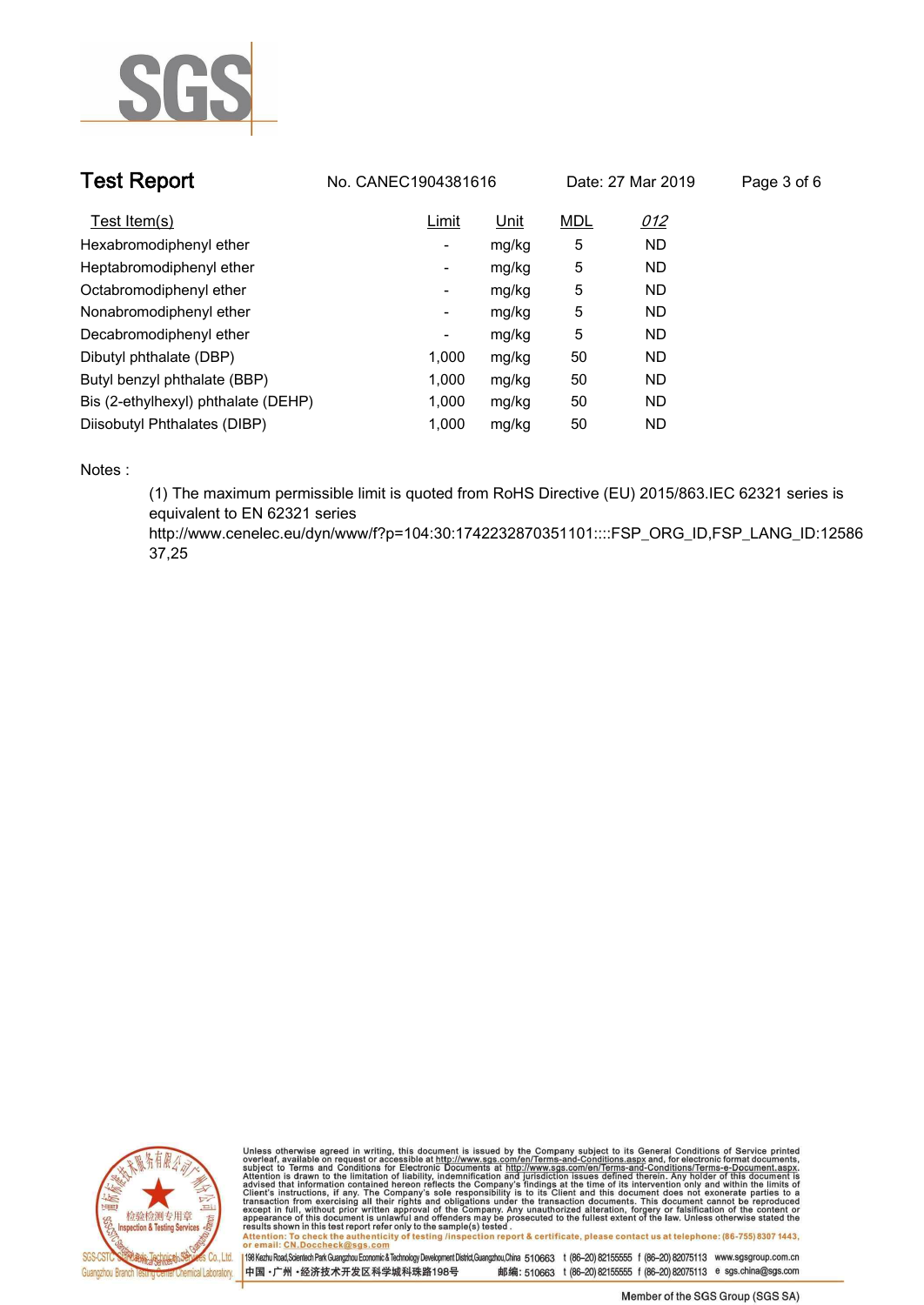# Test Report

No. CANEC1904381616    Date: 27 Mar 2019

| Test Item(s) | Limit | Unit | MDL | 012 |
|---|---|---|---|---|
| Hexabromodiphenyl ether | - | mg/kg | 5 | ND |
| Heptabromodiphenyl ether | - | mg/kg | 5 | ND |
| Octabromodiphenyl ether | - | mg/kg | 5 | ND |
| Nonabromodiphenyl ether | - | mg/kg | 5 | ND |
| Decabromodiphenyl ether | - | mg/kg | 5 | ND |
| Dibutyl phthalate (DBP) | 1,000 | mg/kg | 50 | ND |
| Butyl benzyl phthalate (BBP) | 1,000 | mg/kg | 50 | ND |
| Bis (2-ethylhexyl) phthalate (DEHP) | 1,000 | mg/kg | 50 | ND |
| Diisobutyl Phthalates (DIBP) | 1,000 | mg/kg | 50 | ND |

Notes :

(1) The maximum permissible limit is quoted from RoHS Directive (EU) 2015/863.IEC 62321 series is equivalent to EN 62321 series
http://www.cenelec.eu/dyn/www/f?p=104:30:1742232870351101::::FSP_ORG_ID,FSP_LANG_ID:1258637,25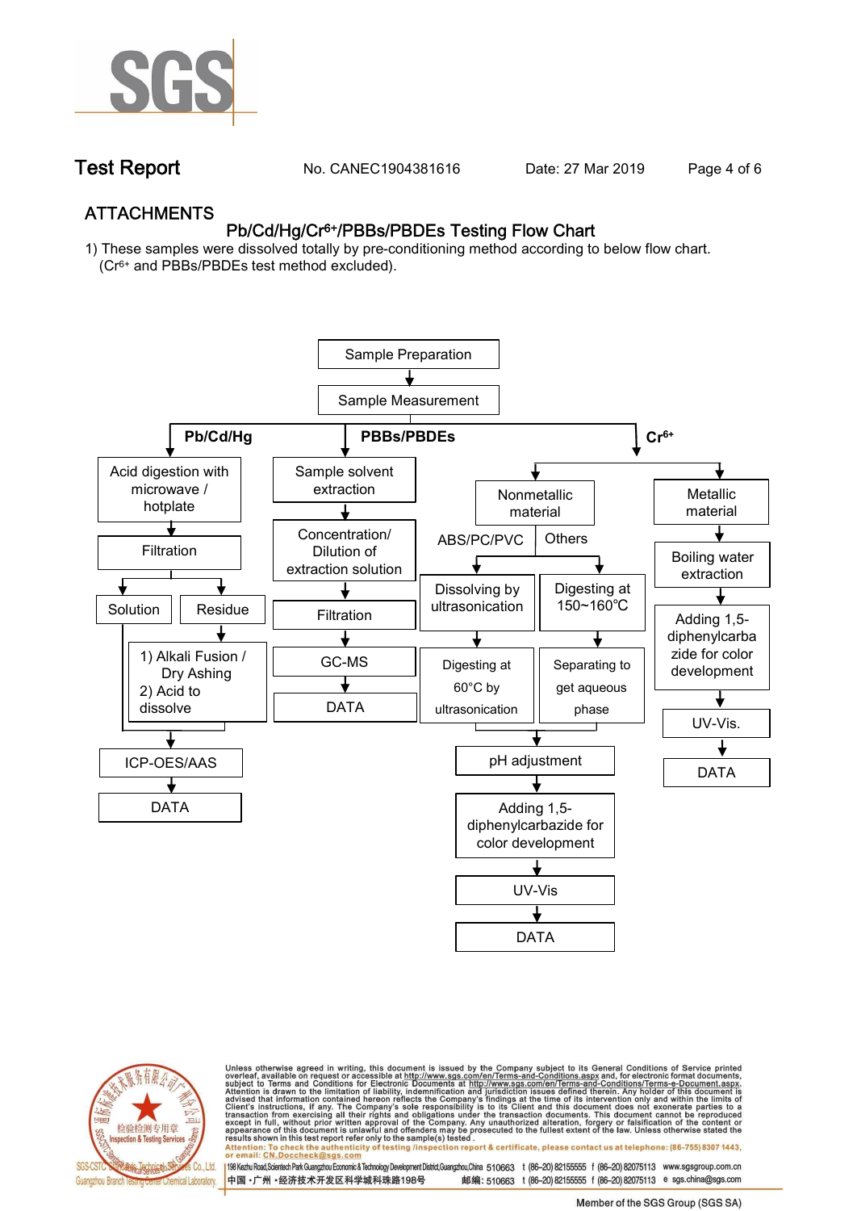# ATTACHMENTS

## Pb/Cd/Hg/$Cr^{6+}$/PBBs/PBDEs Testing Flow Chart

1) These samples were dissolved totally by pre-conditioning method according to below flow chart. ($Cr^{6+}$ and PBBs/PBDEs test method excluded).

Sample Preparation → Sample Measurement

**Pb/Cd/Hg**

- Acid digestion with microwave / hotplate
- Filtration
- Solution / Residue
  - Residue → 1) Alkali Fusion / Dry Ashing 2) Acid to dissolve
- ICP-OES/AAS
- DATA

**PBBs/PBDEs**

- Sample solvent extraction
- Concentration/ Dilution of extraction solution
- Filtration
- GC-MS
- DATA

**$Cr^{6+}$**

- Nonmetallic material
  - ABS/PC/PVC → Dissolving by ultrasonication → Digesting at 60°C by ultrasonication
  - Others → Digesting at 150~160℃ → Separating to get aqueous phase
  - pH adjustment
  - Adding 1,5-diphenylcarbazide for color development
  - UV-Vis
  - DATA
- Metallic material
  - Boiling water extraction
  - Adding 1,5-diphenylcarbazide for color development
  - UV-Vis.
  - DATA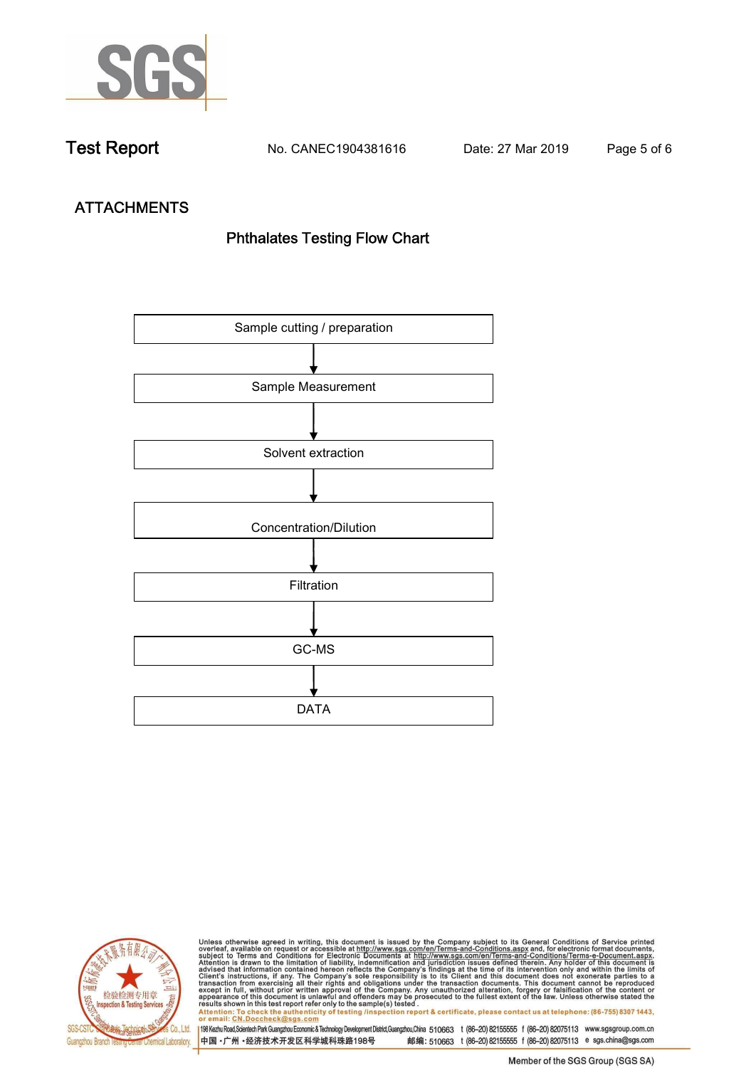## ATTACHMENTS

### Phthalates Testing Flow Chart

Sample cutting / preparation

↓

Sample Measurement

↓

Solvent extraction

↓

Concentration/Dilution

↓

Filtration

↓

GC-MS

↓

DATA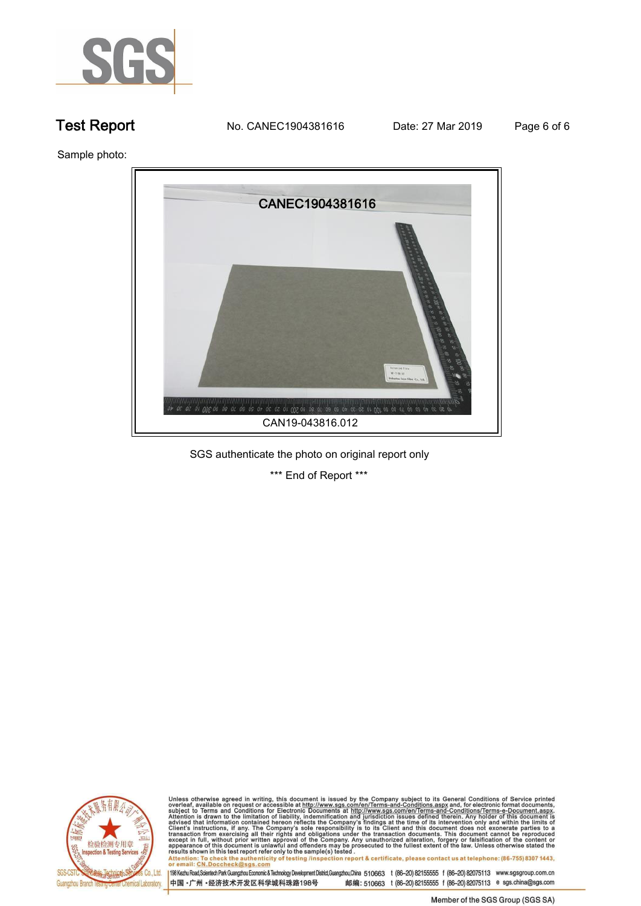**Test Report** No. CANEC1904381616 Date: 27 Mar 2019

Sample photo:

CANEC1904381616

CAN19-043816.012

SGS authenticate the photo on original report only

\*\*\* End of Report \*\*\*

Unless otherwise agreed in writing, this document is issued by the Company subject to its General Conditions of Service printed overleaf, available on request or accessible at http://www.sgs.com/en/Terms-and-Conditions.aspx and, for electronic format documents, subject to Terms and Conditions for Electronic Documents at http://www.sgs.com/en/Terms-and-Conditions/Terms-e-Document.aspx. Attention is drawn to the limitation of liability, indemnification and jurisdiction issues defined therein. Any holder of this document is advised that information contained hereon reflects the Company's findings at the time of its intervention only and within the limits of Client's instructions, if any. The Company's sole responsibility is to its Client and this document does not exonerate parties to a transaction from exercising all their rights and obligations under the transaction documents. This document cannot be reproduced except in full, without prior written approval of the Company. Any unauthorized alteration, forgery or falsification of the content or appearance of this document is unlawful and offenders may be prosecuted to the fullest extent of the law. Unless otherwise stated the results shown in this test report refer only to the sample(s) tested.

Attention: To check the authenticity of testing /inspection report & certificate, please contact us at telephone: (86-755) 8307 1443, or email: CN.Doccheck@sgs.com

198 Kezhu Road,Scientech Park Guangzhou Economic & Technology Development District,Guangzhou,China 510663 t (86–20) 82155555 f (86–20) 82075113 www.sgsgroup.com.cn

中国 •广州 •经济技术开发区科学城科珠路198号 邮编: 510663 t (86–20) 82155555 f (86–20) 82075113 e sgs.china@sgs.com

Member of the SGS Group (SGS SA)